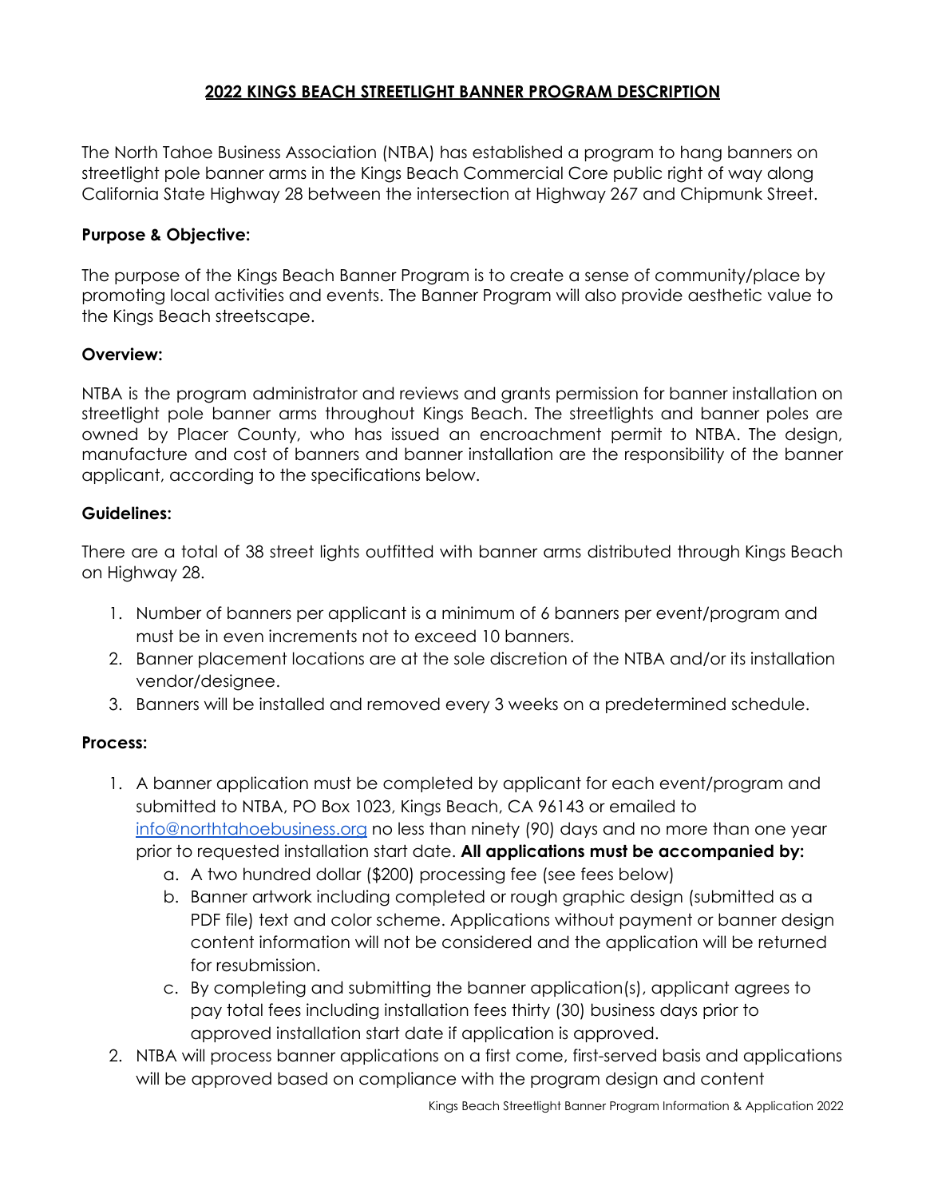# 2022 KINGS BEACH STREETLIGHT BANNER PROGRAM DESCRIPTION

The North Tahoe Business Association (NTBA) has established a program to hang banners on streetlight pole banner arms in the Kings Beach Commercial Core public right of way along California State Highway 28 between the intersection at Highway 267 and Chipmunk Street.

**Purpose & Objective:**

The purpose of the Kings Beach Banner Program is to create a sense of community/place by promoting local activities and events. The Banner Program will also provide aesthetic value to the Kings Beach streetscape.

**Overview:**

NTBA is the program administrator and reviews and grants permission for banner installation on streetlight pole banner arms throughout Kings Beach. The streetlights and banner poles are owned by Placer County, who has issued an encroachment permit to NTBA. The design, manufacture and cost of banners and banner installation are the responsibility of the banner applicant, according to the specifications below.

**Guidelines:**

There are a total of 38 street lights outfitted with banner arms distributed through Kings Beach on Highway 28.

1. Number of banners per applicant is a minimum of 6 banners per event/program and must be in even increments not to exceed 10 banners.
2. Banner placement locations are at the sole discretion of the NTBA and/or its installation vendor/designee.
3. Banners will be installed and removed every 3 weeks on a predetermined schedule.

**Process:**

1. A banner application must be completed by applicant for each event/program and submitted to NTBA, PO Box 1023, Kings Beach, CA 96143 or emailed to info@northtahoebusiness.org no less than ninety (90) days and no more than one year prior to requested installation start date. **All applications must be accompanied by:**
   a. A two hundred dollar ($200) processing fee (see fees below)
   b. Banner artwork including completed or rough graphic design (submitted as a PDF file) text and color scheme. Applications without payment or banner design content information will not be considered and the application will be returned for resubmission.
   c. By completing and submitting the banner application(s), applicant agrees to pay total fees including installation fees thirty (30) business days prior to approved installation start date if application is approved.
2. NTBA will process banner applications on a first come, first-served basis and applications will be approved based on compliance with the program design and content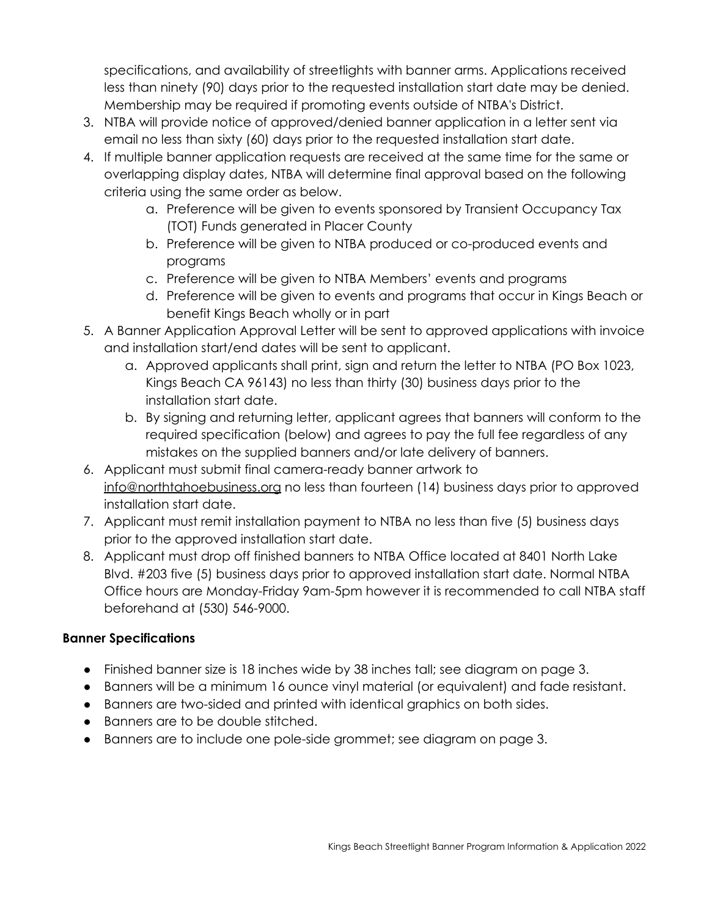specifications, and availability of streetlights with banner arms. Applications received less than ninety (90) days prior to the requested installation start date may be denied. Membership may be required if promoting events outside of NTBA's District.

3. NTBA will provide notice of approved/denied banner application in a letter sent via email no less than sixty (60) days prior to the requested installation start date.
4. If multiple banner application requests are received at the same time for the same or overlapping display dates, NTBA will determine final approval based on the following criteria using the same order as below.
    a. Preference will be given to events sponsored by Transient Occupancy Tax (TOT) Funds generated in Placer County
    b. Preference will be given to NTBA produced or co-produced events and programs
    c. Preference will be given to NTBA Members' events and programs
    d. Preference will be given to events and programs that occur in Kings Beach or benefit Kings Beach wholly or in part
5. A Banner Application Approval Letter will be sent to approved applications with invoice and installation start/end dates will be sent to applicant.
    a. Approved applicants shall print, sign and return the letter to NTBA (PO Box 1023, Kings Beach CA 96143) no less than thirty (30) business days prior to the installation start date.
    b. By signing and returning letter, applicant agrees that banners will conform to the required specification (below) and agrees to pay the full fee regardless of any mistakes on the supplied banners and/or late delivery of banners.
6. Applicant must submit final camera-ready banner artwork to info@northtahoebusiness.org no less than fourteen (14) business days prior to approved installation start date.
7. Applicant must remit installation payment to NTBA no less than five (5) business days prior to the approved installation start date.
8. Applicant must drop off finished banners to NTBA Office located at 8401 North Lake Blvd. #203 five (5) business days prior to approved installation start date. Normal NTBA Office hours are Monday-Friday 9am-5pm however it is recommended to call NTBA staff beforehand at (530) 546-9000.

**Banner Specifications**

- Finished banner size is 18 inches wide by 38 inches tall; see diagram on page 3.
- Banners will be a minimum 16 ounce vinyl material (or equivalent) and fade resistant.
- Banners are two-sided and printed with identical graphics on both sides.
- Banners are to be double stitched.
- Banners are to include one pole-side grommet; see diagram on page 3.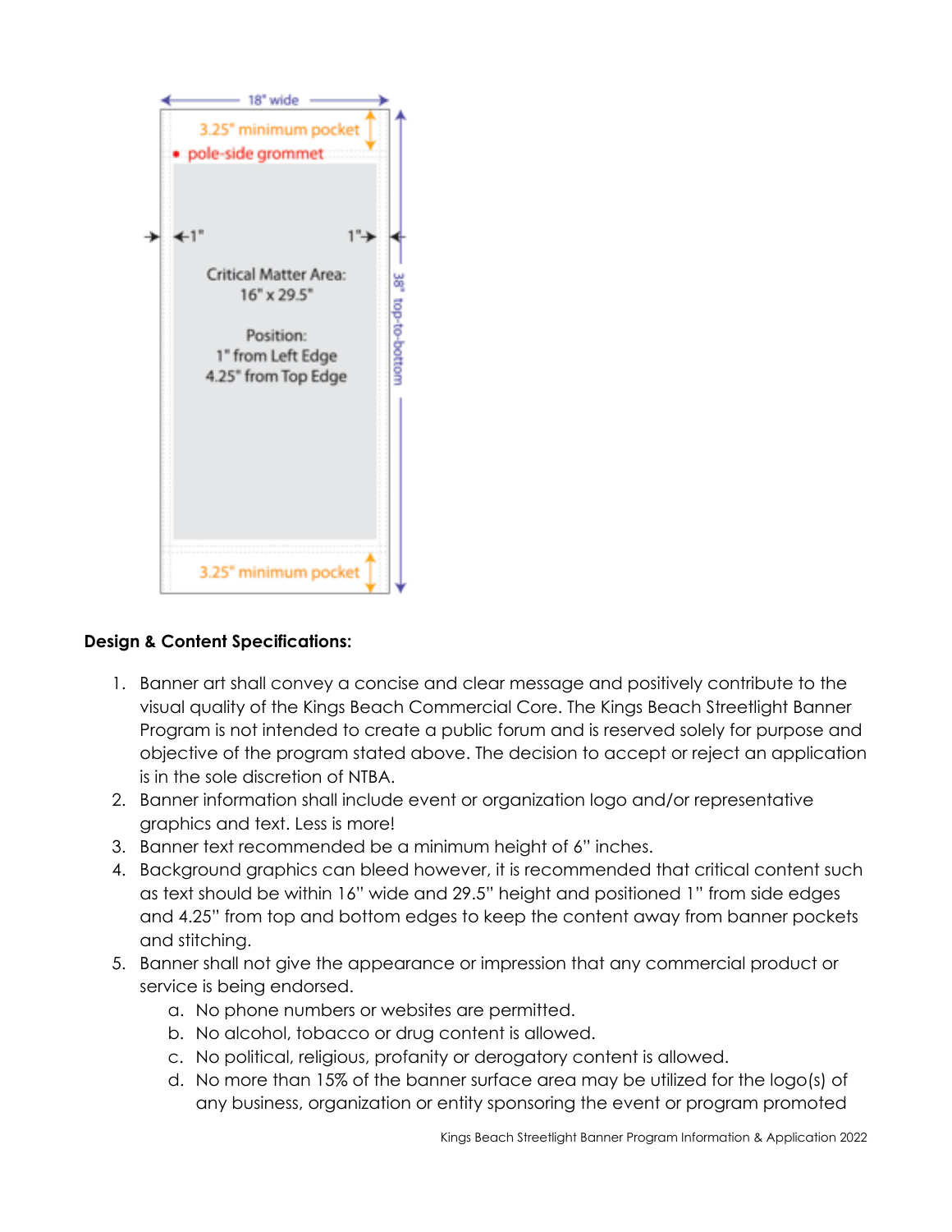18" wide

3.25" minimum pocket

• pole-side grommet

1"

1"

Critical Matter Area:
16" x 29.5"

Position:
1" from Left Edge
4.25" from Top Edge

38" top-to-bottom

3.25" minimum pocket

**Design & Content Specifications:**

1. Banner art shall convey a concise and clear message and positively contribute to the visual quality of the Kings Beach Commercial Core. The Kings Beach Streetlight Banner Program is not intended to create a public forum and is reserved solely for purpose and objective of the program stated above. The decision to accept or reject an application is in the sole discretion of NTBA.
2. Banner information shall include event or organization logo and/or representative graphics and text. Less is more!
3. Banner text recommended be a minimum height of 6" inches.
4. Background graphics can bleed however, it is recommended that critical content such as text should be within 16" wide and 29.5" height and positioned 1" from side edges and 4.25" from top and bottom edges to keep the content away from banner pockets and stitching.
5. Banner shall not give the appearance or impression that any commercial product or service is being endorsed.
   a. No phone numbers or websites are permitted.
   b. No alcohol, tobacco or drug content is allowed.
   c. No political, religious, profanity or derogatory content is allowed.
   d. No more than 15% of the banner surface area may be utilized for the logo(s) of any business, organization or entity sponsoring the event or program promoted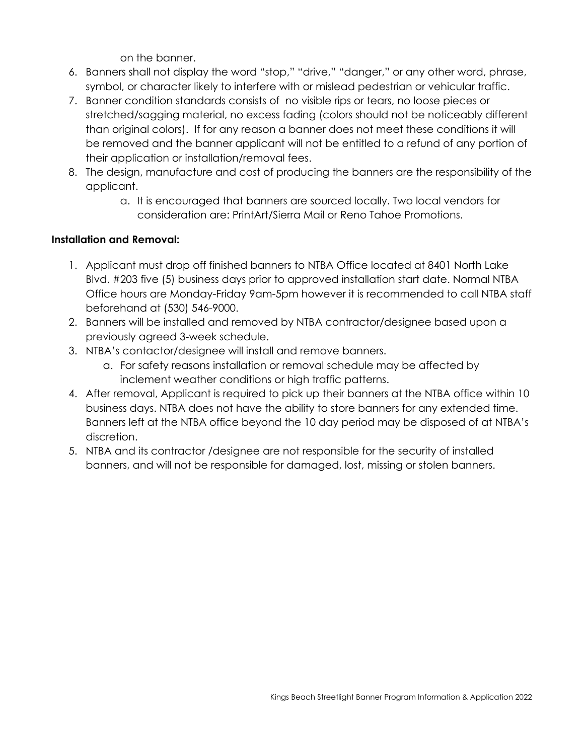on the banner.

6. Banners shall not display the word "stop," "drive," "danger," or any other word, phrase, symbol, or character likely to interfere with or mislead pedestrian or vehicular traffic.
7. Banner condition standards consists of no visible rips or tears, no loose pieces or stretched/sagging material, no excess fading (colors should not be noticeably different than original colors). If for any reason a banner does not meet these conditions it will be removed and the banner applicant will not be entitled to a refund of any portion of their application or installation/removal fees.
8. The design, manufacture and cost of producing the banners are the responsibility of the applicant.
    a. It is encouraged that banners are sourced locally. Two local vendors for consideration are: PrintArt/Sierra Mail or Reno Tahoe Promotions.

**Installation and Removal:**

1. Applicant must drop off finished banners to NTBA Office located at 8401 North Lake Blvd. #203 five (5) business days prior to approved installation start date. Normal NTBA Office hours are Monday-Friday 9am-5pm however it is recommended to call NTBA staff beforehand at (530) 546-9000.
2. Banners will be installed and removed by NTBA contractor/designee based upon a previously agreed 3-week schedule.
3. NTBA's contactor/designee will install and remove banners.
    a. For safety reasons installation or removal schedule may be affected by inclement weather conditions or high traffic patterns.
4. After removal, Applicant is required to pick up their banners at the NTBA office within 10 business days. NTBA does not have the ability to store banners for any extended time. Banners left at the NTBA office beyond the 10 day period may be disposed of at NTBA's discretion.
5. NTBA and its contractor /designee are not responsible for the security of installed banners, and will not be responsible for damaged, lost, missing or stolen banners.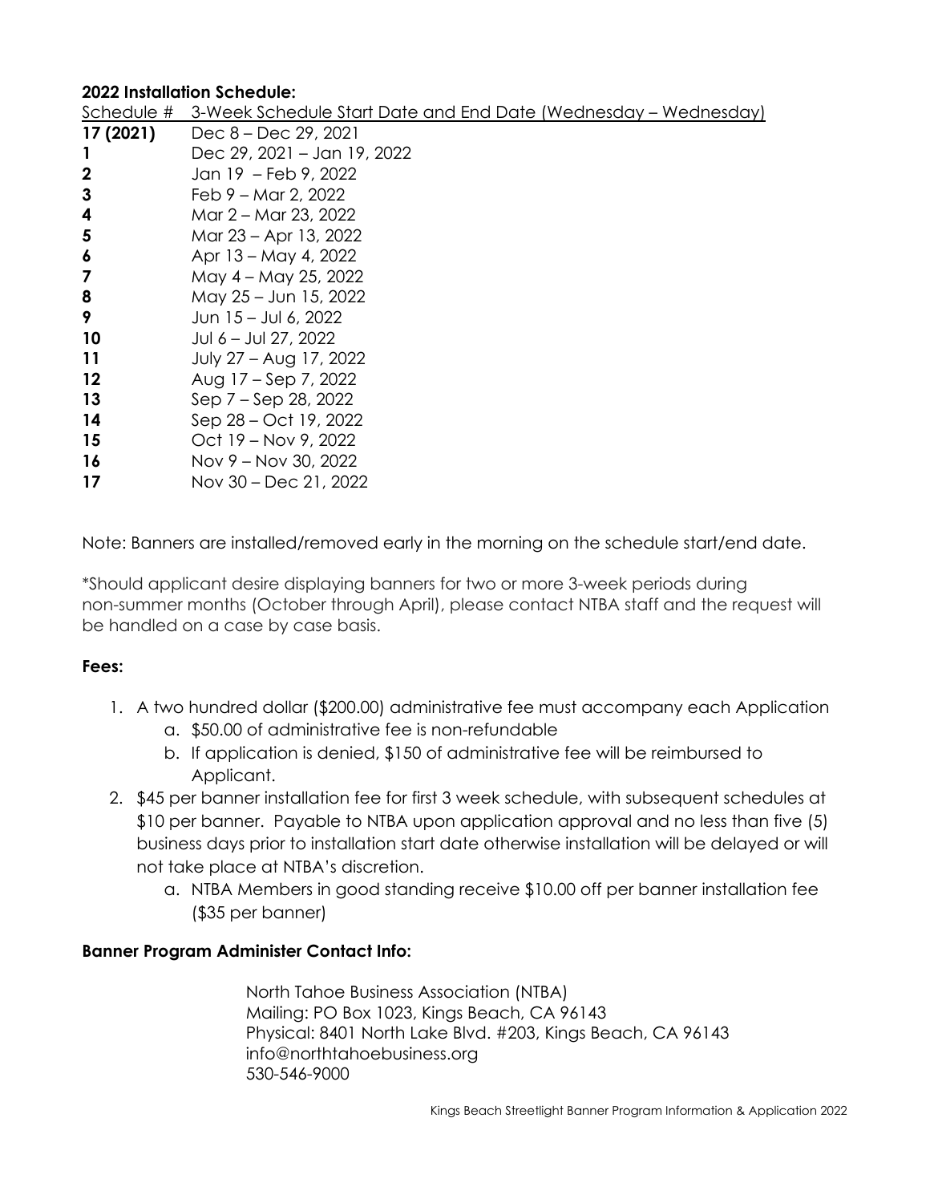**2022 Installation Schedule:**

| Schedule # | 3-Week Schedule Start Date and End Date (Wednesday – Wednesday) |
|---|---|
| **17 (2021)** | Dec 8 – Dec 29, 2021 |
| **1** | Dec 29, 2021 – Jan 19, 2022 |
| **2** | Jan 19 – Feb 9, 2022 |
| **3** | Feb 9 – Mar 2, 2022 |
| **4** | Mar 2 – Mar 23, 2022 |
| **5** | Mar 23 – Apr 13, 2022 |
| **6** | Apr 13 – May 4, 2022 |
| **7** | May 4 – May 25, 2022 |
| **8** | May 25 – Jun 15, 2022 |
| **9** | Jun 15 – Jul 6, 2022 |
| **10** | Jul 6 – Jul 27, 2022 |
| **11** | July 27 – Aug 17, 2022 |
| **12** | Aug 17 – Sep 7, 2022 |
| **13** | Sep 7 – Sep 28, 2022 |
| **14** | Sep 28 – Oct 19, 2022 |
| **15** | Oct 19 – Nov 9, 2022 |
| **16** | Nov 9 – Nov 30, 2022 |
| **17** | Nov 30 – Dec 21, 2022 |

Note: Banners are installed/removed early in the morning on the schedule start/end date.

*Should applicant desire displaying banners for two or more 3-week periods during non-summer months (October through April), please contact NTBA staff and the request will be handled on a case by case basis.

**Fees:**

1. A two hundred dollar ($200.00) administrative fee must accompany each Application
   a. $50.00 of administrative fee is non-refundable
   b. If application is denied, $150 of administrative fee will be reimbursed to Applicant.
2. $45 per banner installation fee for first 3 week schedule, with subsequent schedules at $10 per banner. Payable to NTBA upon application approval and no less than five (5) business days prior to installation start date otherwise installation will be delayed or will not take place at NTBA's discretion.
   a. NTBA Members in good standing receive $10.00 off per banner installation fee ($35 per banner)

**Banner Program Administer Contact Info:**

North Tahoe Business Association (NTBA)
Mailing: PO Box 1023, Kings Beach, CA 96143
Physical: 8401 North Lake Blvd. #203, Kings Beach, CA 96143
info@northtahoebusiness.org
530-546-9000